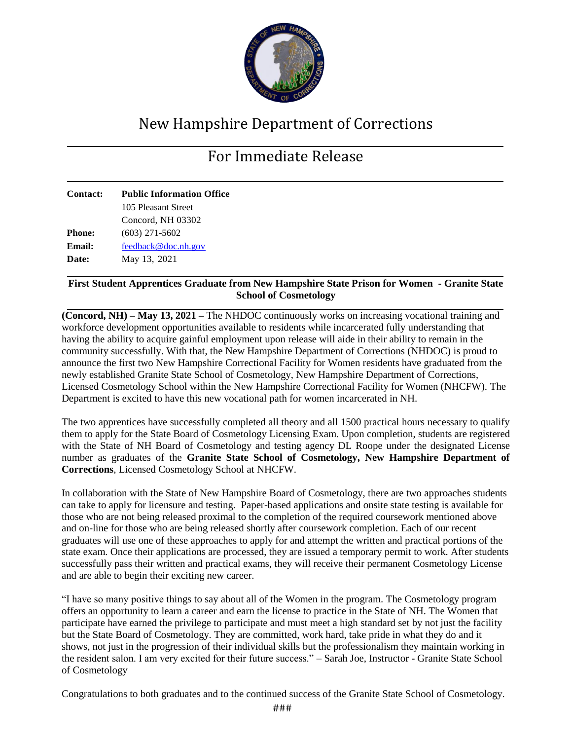# New Hampshire Department of Corrections

## For Immediate Release

**Contact:** **Public Information Office**
105 Pleasant Street
Concord, NH 03302
**Phone:** (603) 271-5602
**Email:** feedback@doc.nh.gov
**Date:** May 13, 2021

**First Student Apprentices Graduate from New Hampshire State Prison for Women - Granite State School of Cosmetology**

**(Concord, NH) – May 13, 2021 –** The NHDOC continuously works on increasing vocational training and workforce development opportunities available to residents while incarcerated fully understanding that having the ability to acquire gainful employment upon release will aide in their ability to remain in the community successfully. With that, the New Hampshire Department of Corrections (NHDOC) is proud to announce the first two New Hampshire Correctional Facility for Women residents have graduated from the newly established Granite State School of Cosmetology, New Hampshire Department of Corrections, Licensed Cosmetology School within the New Hampshire Correctional Facility for Women (NHCFW). The Department is excited to have this new vocational path for women incarcerated in NH.

The two apprentices have successfully completed all theory and all 1500 practical hours necessary to qualify them to apply for the State Board of Cosmetology Licensing Exam. Upon completion, students are registered with the State of NH Board of Cosmetology and testing agency DL Roope under the designated License number as graduates of the **Granite State School of Cosmetology, New Hampshire Department of Corrections**, Licensed Cosmetology School at NHCFW.

In collaboration with the State of New Hampshire Board of Cosmetology, there are two approaches students can take to apply for licensure and testing. Paper-based applications and onsite state testing is available for those who are not being released proximal to the completion of the required coursework mentioned above and on-line for those who are being released shortly after coursework completion. Each of our recent graduates will use one of these approaches to apply for and attempt the written and practical portions of the state exam. Once their applications are processed, they are issued a temporary permit to work. After students successfully pass their written and practical exams, they will receive their permanent Cosmetology License and are able to begin their exciting new career.

"I have so many positive things to say about all of the Women in the program. The Cosmetology program offers an opportunity to learn a career and earn the license to practice in the State of NH. The Women that participate have earned the privilege to participate and must meet a high standard set by not just the facility but the State Board of Cosmetology. They are committed, work hard, take pride in what they do and it shows, not just in the progression of their individual skills but the professionalism they maintain working in the resident salon. I am very excited for their future success." – Sarah Joe, Instructor - Granite State School of Cosmetology

Congratulations to both graduates and to the continued success of the Granite State School of Cosmetology.

###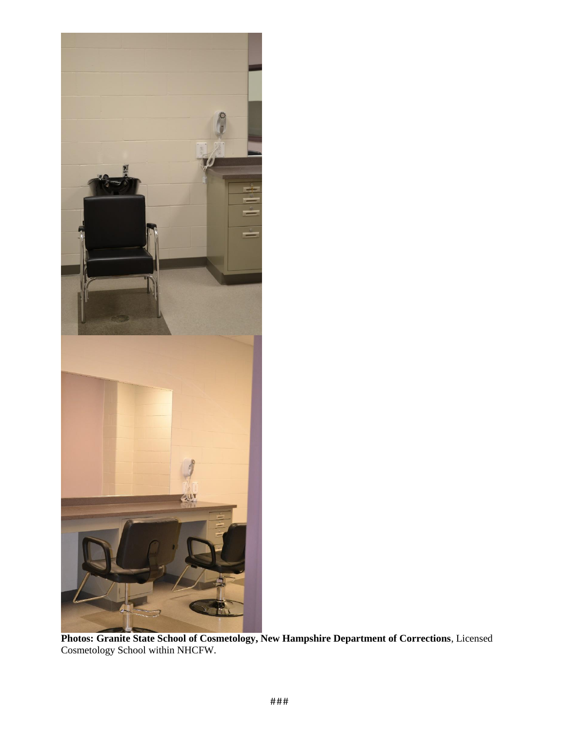**Photos: Granite State School of Cosmetology, New Hampshire Department of Corrections**, Licensed Cosmetology School within NHCFW.

###